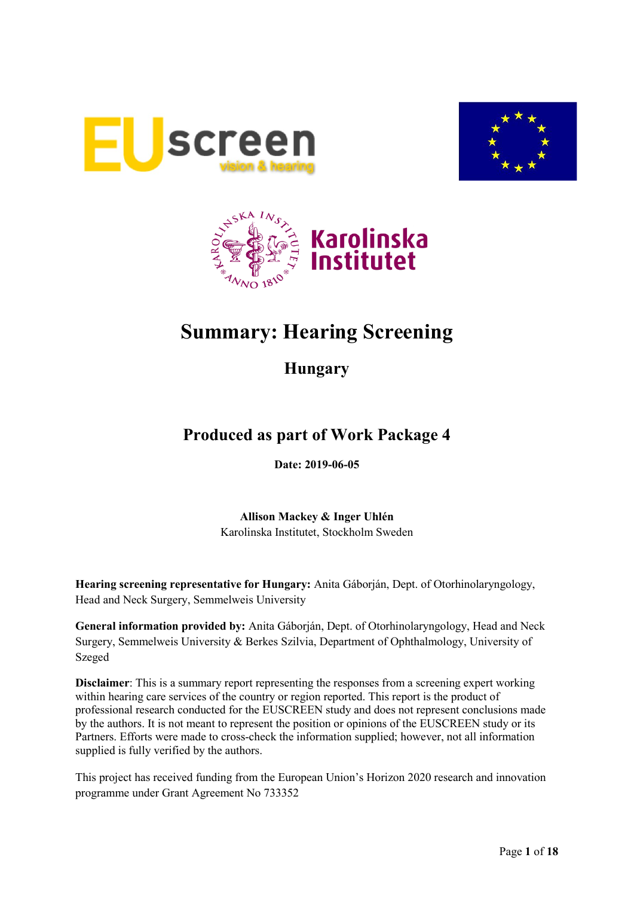# Summary: Hearing Screening

## Hungary

### Produced as part of Work Package 4

**Date: 2019-06-05**

**Allison Mackey & Inger Uhlén**
Karolinska Institutet, Stockholm Sweden

**Hearing screening representative for Hungary:** Anita Gáborján, Dept. of Otorhinolaryngology, Head and Neck Surgery, Semmelweis University

**General information provided by:** Anita Gáborján, Dept. of Otorhinolaryngology, Head and Neck Surgery, Semmelweis University & Berkes Szilvia, Department of Ophthalmology, University of Szeged

**Disclaimer**: This is a summary report representing the responses from a screening expert working within hearing care services of the country or region reported. This report is the product of professional research conducted for the EUSCREEN study and does not represent conclusions made by the authors. It is not meant to represent the position or opinions of the EUSCREEN study or its Partners. Efforts were made to cross-check the information supplied; however, not all information supplied is fully verified by the authors.

This project has received funding from the European Union's Horizon 2020 research and innovation programme under Grant Agreement No 733352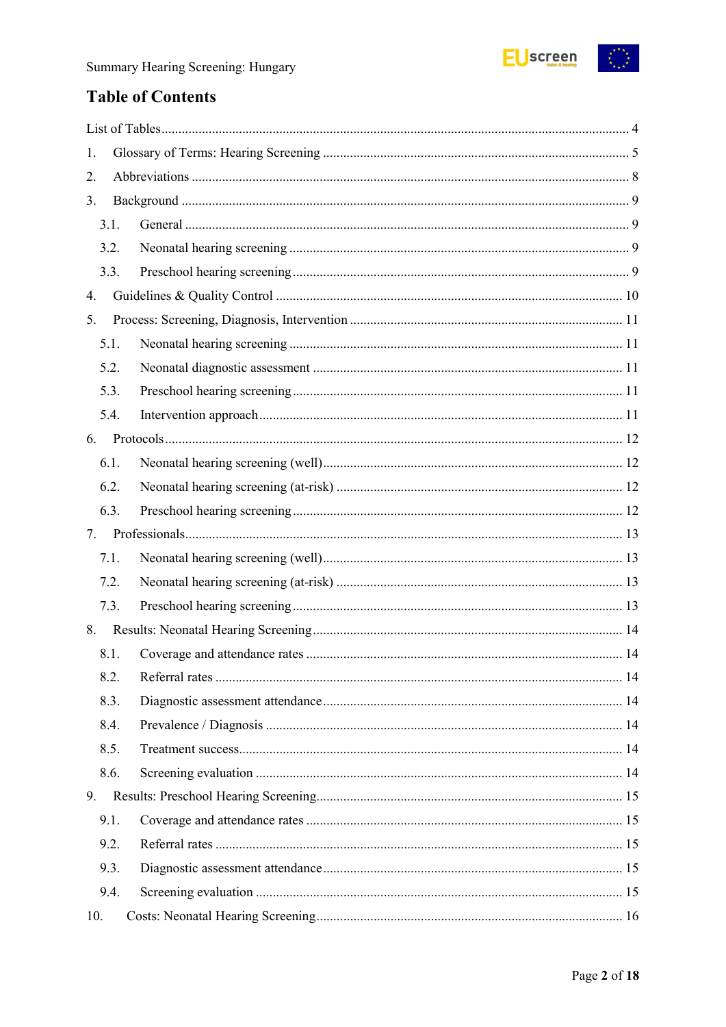# Table of Contents

List of Tables ........ 4

1. Glossary of Terms: Hearing Screening ........ 5
2. Abbreviations ........ 8
3. Background ........ 9
   - 3.1. General ........ 9
   - 3.2. Neonatal hearing screening ........ 9
   - 3.3. Preschool hearing screening ........ 9
4. Guidelines & Quality Control ........ 10
5. Process: Screening, Diagnosis, Intervention ........ 11
   - 5.1. Neonatal hearing screening ........ 11
   - 5.2. Neonatal diagnostic assessment ........ 11
   - 5.3. Preschool hearing screening ........ 11
   - 5.4. Intervention approach ........ 11
6. Protocols ........ 12
   - 6.1. Neonatal hearing screening (well) ........ 12
   - 6.2. Neonatal hearing screening (at-risk) ........ 12
   - 6.3. Preschool hearing screening ........ 12
7. Professionals ........ 13
   - 7.1. Neonatal hearing screening (well) ........ 13
   - 7.2. Neonatal hearing screening (at-risk) ........ 13
   - 7.3. Preschool hearing screening ........ 13
8. Results: Neonatal Hearing Screening ........ 14
   - 8.1. Coverage and attendance rates ........ 14
   - 8.2. Referral rates ........ 14
   - 8.3. Diagnostic assessment attendance ........ 14
   - 8.4. Prevalence / Diagnosis ........ 14
   - 8.5. Treatment success ........ 14
   - 8.6. Screening evaluation ........ 14
9. Results: Preschool Hearing Screening ........ 15
   - 9.1. Coverage and attendance rates ........ 15
   - 9.2. Referral rates ........ 15
   - 9.3. Diagnostic assessment attendance ........ 15
   - 9.4. Screening evaluation ........ 15
10. Costs: Neonatal Hearing Screening ........ 16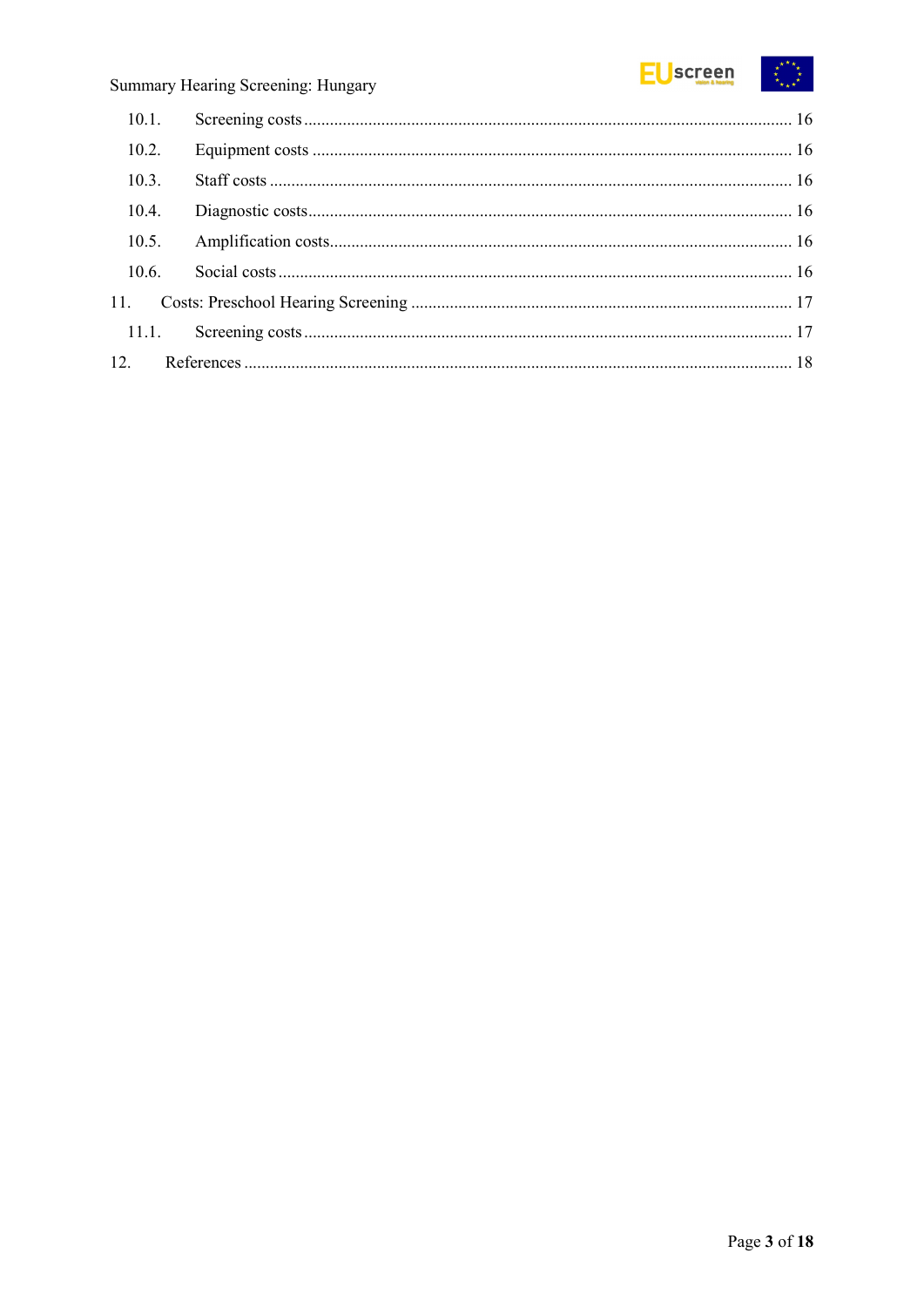10.1. Screening costs ........................................................................................................ 16

10.2. Equipment costs ...................................................................................................... 16

10.3. Staff costs ................................................................................................................ 16

10.4. Diagnostic costs ....................................................................................................... 16

10.5. Amplification costs .................................................................................................. 16

10.6. Social costs .............................................................................................................. 16

11. Costs: Preschool Hearing Screening ............................................................................. 17

11.1. Screening costs ........................................................................................................ 17

12. References ..................................................................................................................... 18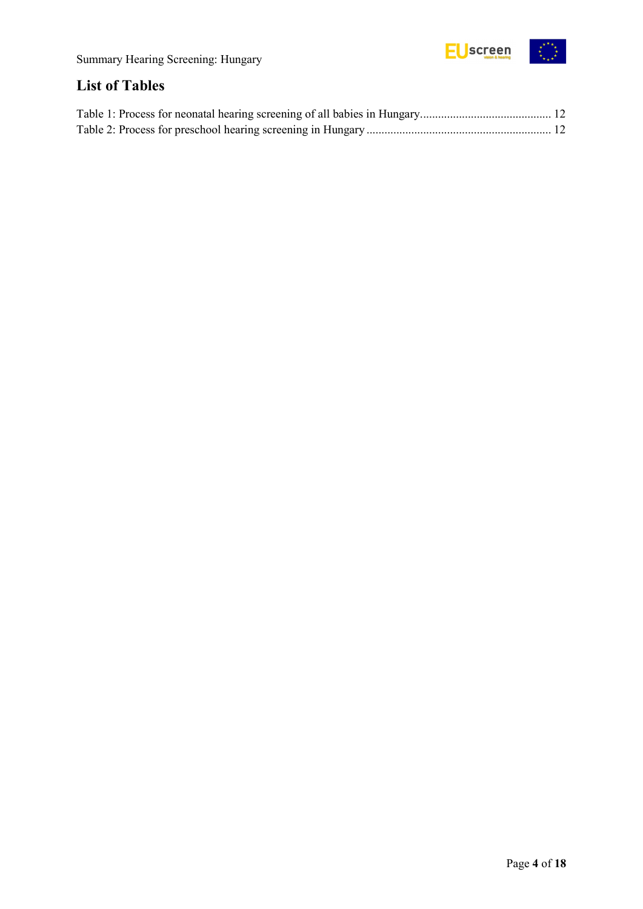## List of Tables

Table 1: Process for neonatal hearing screening of all babies in Hungary............................................ 12
Table 2: Process for preschool hearing screening in Hungary .............................................................. 12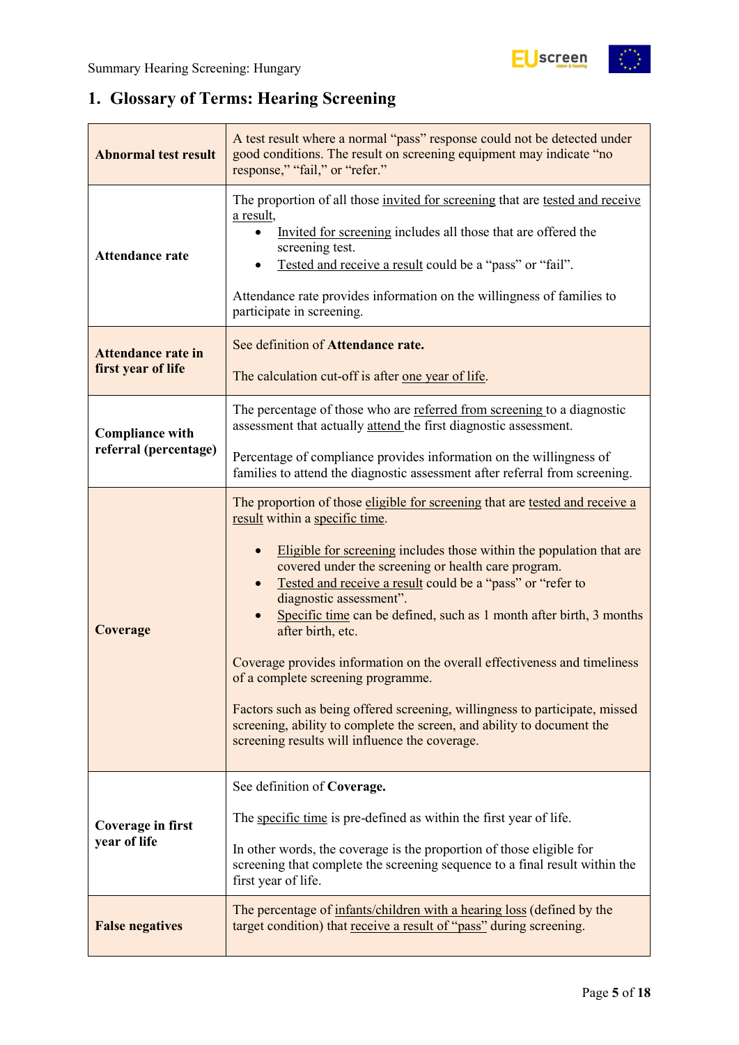# 1. Glossary of Terms: Hearing Screening

| | |
|---|---|
| **Abnormal test result** | A test result where a normal "pass" response could not be detected under good conditions. The result on screening equipment may indicate "no response," "fail," or "refer." |
| **Attendance rate** | The proportion of all those invited for screening that are tested and receive a result,<br>• Invited for screening includes all those that are offered the screening test.<br>• Tested and receive a result could be a "pass" or "fail".<br><br>Attendance rate provides information on the willingness of families to participate in screening. |
| **Attendance rate in first year of life** | See definition of **Attendance rate.**<br><br>The calculation cut-off is after one year of life. |
| **Compliance with referral (percentage)** | The percentage of those who are referred from screening to a diagnostic assessment that actually attend the first diagnostic assessment.<br><br>Percentage of compliance provides information on the willingness of families to attend the diagnostic assessment after referral from screening. |
| **Coverage** | The proportion of those eligible for screening that are tested and receive a result within a specific time.<br><br>• Eligible for screening includes those within the population that are covered under the screening or health care program.<br>• Tested and receive a result could be a "pass" or "refer to diagnostic assessment".<br>• Specific time can be defined, such as 1 month after birth, 3 months after birth, etc.<br><br>Coverage provides information on the overall effectiveness and timeliness of a complete screening programme.<br><br>Factors such as being offered screening, willingness to participate, missed screening, ability to complete the screen, and ability to document the screening results will influence the coverage. |
| **Coverage in first year of life** | See definition of **Coverage.**<br><br>The specific time is pre-defined as within the first year of life.<br><br>In other words, the coverage is the proportion of those eligible for screening that complete the screening sequence to a final result within the first year of life. |
| **False negatives** | The percentage of infants/children with a hearing loss (defined by the target condition) that receive a result of "pass" during screening. |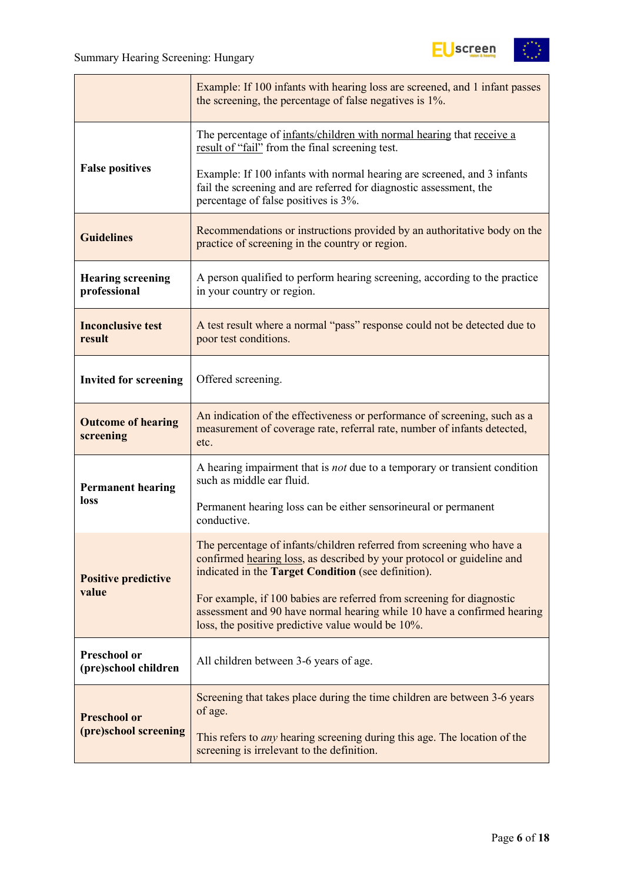| | |
|---|---|
| | Example: If 100 infants with hearing loss are screened, and 1 infant passes the screening, the percentage of false negatives is 1%. |
| **False positives** | The percentage of infants/children with normal hearing that receive a result of "fail" from the final screening test.<br><br>Example: If 100 infants with normal hearing are screened, and 3 infants fail the screening and are referred for diagnostic assessment, the percentage of false positives is 3%. |
| **Guidelines** | Recommendations or instructions provided by an authoritative body on the practice of screening in the country or region. |
| **Hearing screening professional** | A person qualified to perform hearing screening, according to the practice in your country or region. |
| **Inconclusive test result** | A test result where a normal "pass" response could not be detected due to poor test conditions. |
| **Invited for screening** | Offered screening. |
| **Outcome of hearing screening** | An indication of the effectiveness or performance of screening, such as a measurement of coverage rate, referral rate, number of infants detected, etc. |
| **Permanent hearing loss** | A hearing impairment that is *not* due to a temporary or transient condition such as middle ear fluid.<br><br>Permanent hearing loss can be either sensorineural or permanent conductive. |
| **Positive predictive value** | The percentage of infants/children referred from screening who have a confirmed hearing loss, as described by your protocol or guideline and indicated in the **Target Condition** (see definition).<br><br>For example, if 100 babies are referred from screening for diagnostic assessment and 90 have normal hearing while 10 have a confirmed hearing loss, the positive predictive value would be 10%. |
| **Preschool or (pre)school children** | All children between 3-6 years of age. |
| **Preschool or (pre)school screening** | Screening that takes place during the time children are between 3-6 years of age.<br><br>This refers to *any* hearing screening during this age. The location of the screening is irrelevant to the definition. |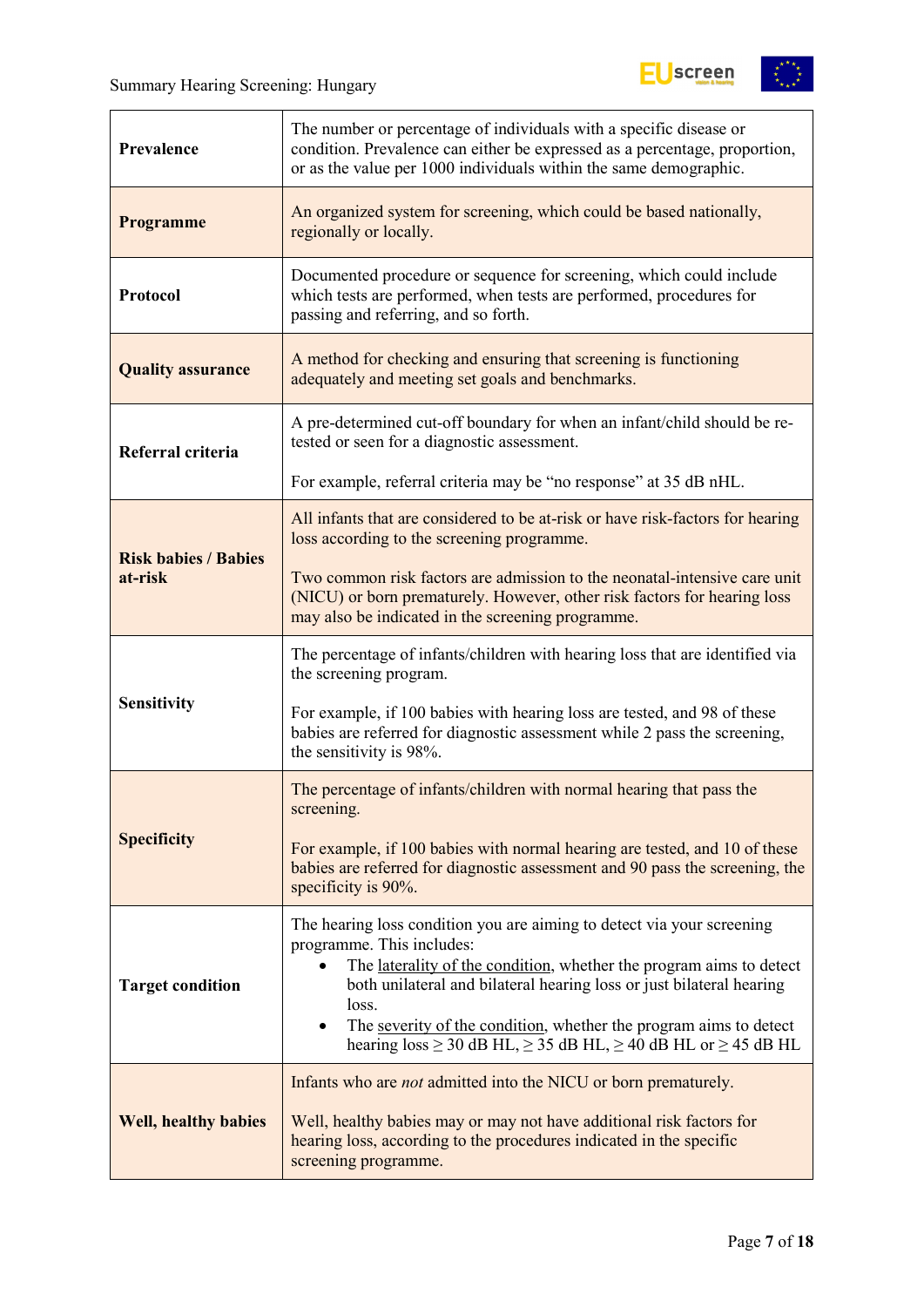| | |
|---|---|
| **Prevalence** | The number or percentage of individuals with a specific disease or condition. Prevalence can either be expressed as a percentage, proportion, or as the value per 1000 individuals within the same demographic. |
| **Programme** | An organized system for screening, which could be based nationally, regionally or locally. |
| **Protocol** | Documented procedure or sequence for screening, which could include which tests are performed, when tests are performed, procedures for passing and referring, and so forth. |
| **Quality assurance** | A method for checking and ensuring that screening is functioning adequately and meeting set goals and benchmarks. |
| **Referral criteria** | A pre-determined cut-off boundary for when an infant/child should be re-tested or seen for a diagnostic assessment.<br><br>For example, referral criteria may be "no response" at 35 dB nHL. |
| **Risk babies / Babies at-risk** | All infants that are considered to be at-risk or have risk-factors for hearing loss according to the screening programme.<br><br>Two common risk factors are admission to the neonatal-intensive care unit (NICU) or born prematurely. However, other risk factors for hearing loss may also be indicated in the screening programme. |
| **Sensitivity** | The percentage of infants/children with hearing loss that are identified via the screening program.<br><br>For example, if 100 babies with hearing loss are tested, and 98 of these babies are referred for diagnostic assessment while 2 pass the screening, the sensitivity is 98%. |
| **Specificity** | The percentage of infants/children with normal hearing that pass the screening.<br><br>For example, if 100 babies with normal hearing are tested, and 10 of these babies are referred for diagnostic assessment and 90 pass the screening, the specificity is 90%. |
| **Target condition** | The hearing loss condition you are aiming to detect via your screening programme. This includes:<br>• The laterality of the condition, whether the program aims to detect both unilateral and bilateral hearing loss or just bilateral hearing loss.<br>• The severity of the condition, whether the program aims to detect hearing loss ≥ 30 dB HL, ≥ 35 dB HL, ≥ 40 dB HL or ≥ 45 dB HL |
| **Well, healthy babies** | Infants who are *not* admitted into the NICU or born prematurely.<br><br>Well, healthy babies may or may not have additional risk factors for hearing loss, according to the procedures indicated in the specific screening programme. |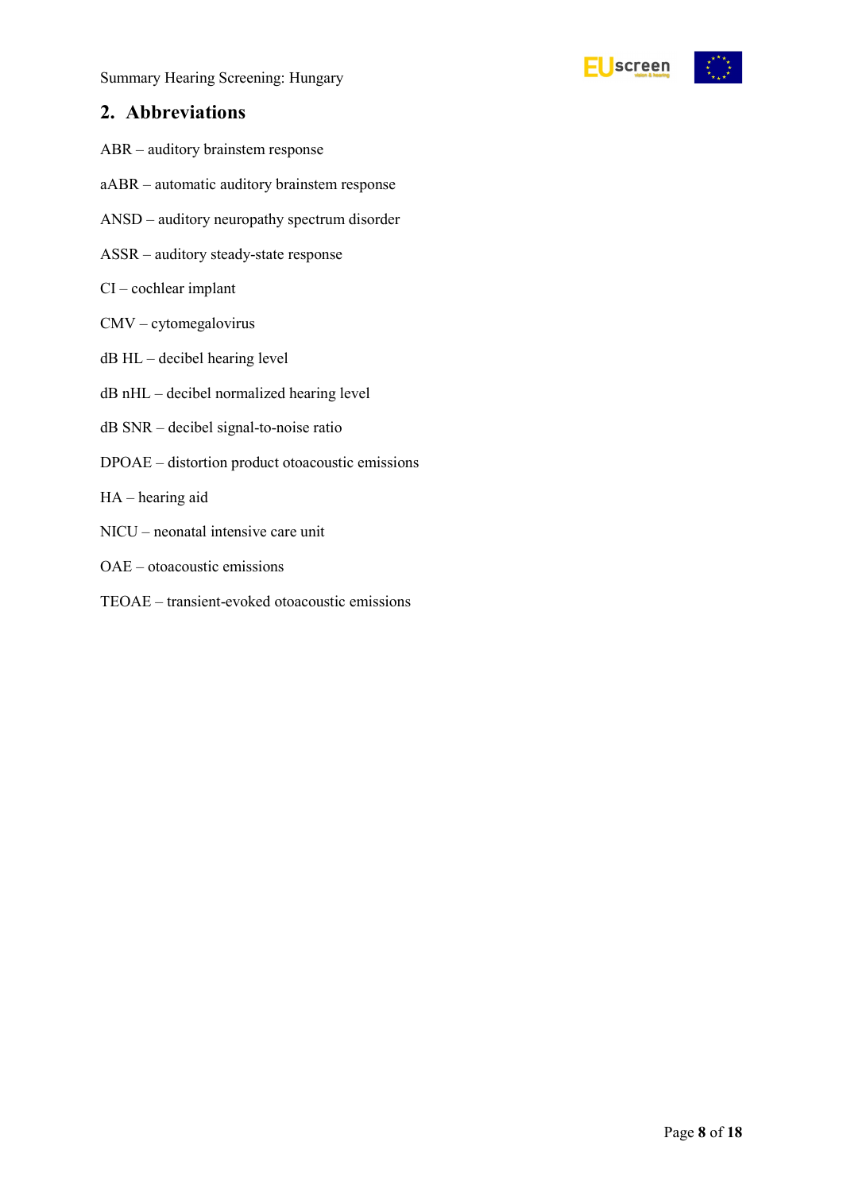## 2. Abbreviations

ABR – auditory brainstem response

aABR – automatic auditory brainstem response

ANSD – auditory neuropathy spectrum disorder

ASSR – auditory steady-state response

CI – cochlear implant

CMV – cytomegalovirus

dB HL – decibel hearing level

dB nHL – decibel normalized hearing level

dB SNR – decibel signal-to-noise ratio

DPOAE – distortion product otoacoustic emissions

HA – hearing aid

NICU – neonatal intensive care unit

OAE – otoacoustic emissions

TEOAE – transient-evoked otoacoustic emissions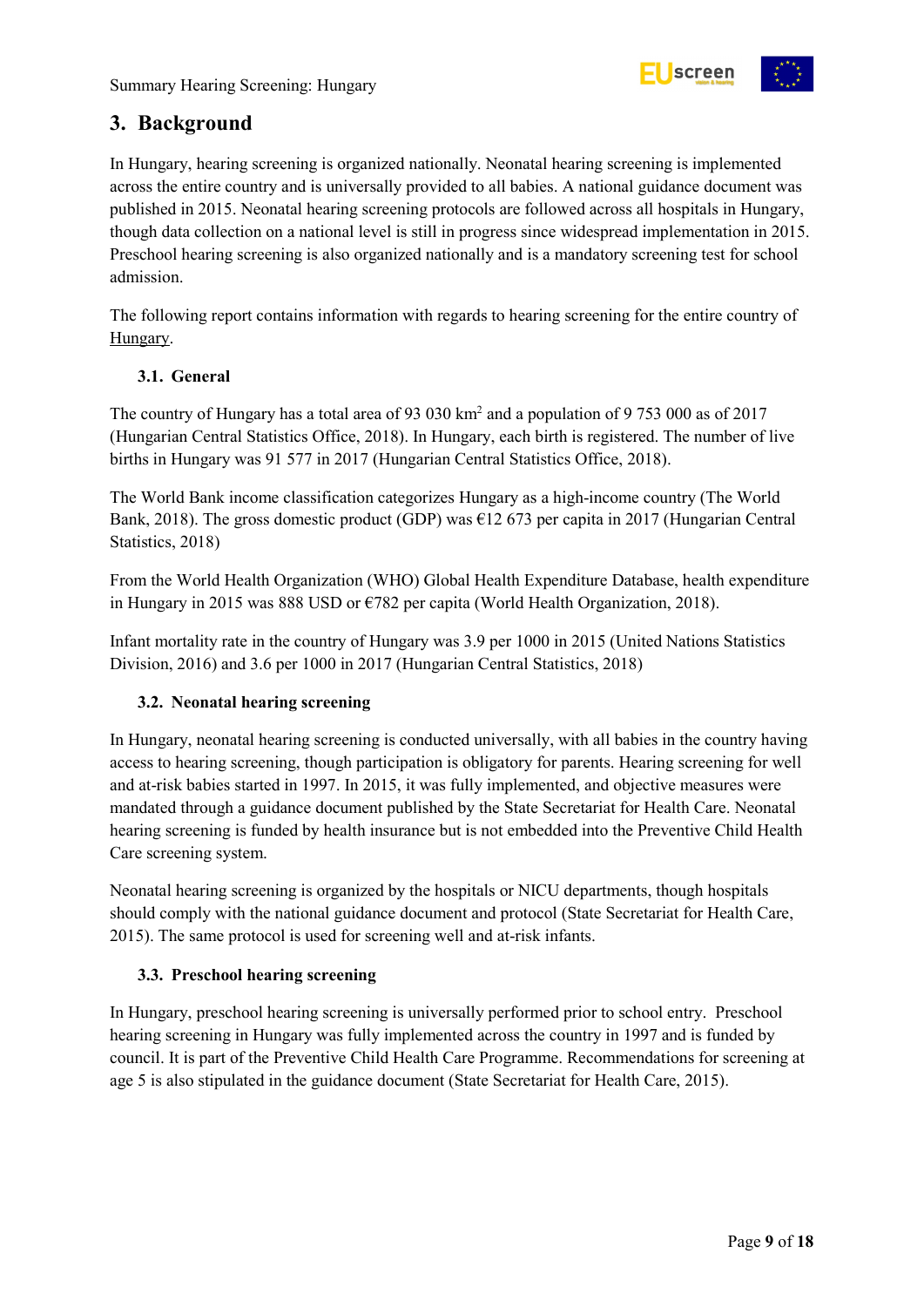## 3. Background

In Hungary, hearing screening is organized nationally. Neonatal hearing screening is implemented across the entire country and is universally provided to all babies. A national guidance document was published in 2015. Neonatal hearing screening protocols are followed across all hospitals in Hungary, though data collection on a national level is still in progress since widespread implementation in 2015. Preschool hearing screening is also organized nationally and is a mandatory screening test for school admission.

The following report contains information with regards to hearing screening for the entire country of Hungary.

### 3.1. General

The country of Hungary has a total area of 93 030 km$^2$ and a population of 9 753 000 as of 2017 (Hungarian Central Statistics Office, 2018). In Hungary, each birth is registered. The number of live births in Hungary was 91 577 in 2017 (Hungarian Central Statistics Office, 2018).

The World Bank income classification categorizes Hungary as a high-income country (The World Bank, 2018). The gross domestic product (GDP) was €12 673 per capita in 2017 (Hungarian Central Statistics, 2018)

From the World Health Organization (WHO) Global Health Expenditure Database, health expenditure in Hungary in 2015 was 888 USD or €782 per capita (World Health Organization, 2018).

Infant mortality rate in the country of Hungary was 3.9 per 1000 in 2015 (United Nations Statistics Division, 2016) and 3.6 per 1000 in 2017 (Hungarian Central Statistics, 2018)

### 3.2. Neonatal hearing screening

In Hungary, neonatal hearing screening is conducted universally, with all babies in the country having access to hearing screening, though participation is obligatory for parents. Hearing screening for well and at-risk babies started in 1997. In 2015, it was fully implemented, and objective measures were mandated through a guidance document published by the State Secretariat for Health Care. Neonatal hearing screening is funded by health insurance but is not embedded into the Preventive Child Health Care screening system.

Neonatal hearing screening is organized by the hospitals or NICU departments, though hospitals should comply with the national guidance document and protocol (State Secretariat for Health Care, 2015). The same protocol is used for screening well and at-risk infants.

### 3.3. Preschool hearing screening

In Hungary, preschool hearing screening is universally performed prior to school entry. Preschool hearing screening in Hungary was fully implemented across the country in 1997 and is funded by council. It is part of the Preventive Child Health Care Programme. Recommendations for screening at age 5 is also stipulated in the guidance document (State Secretariat for Health Care, 2015).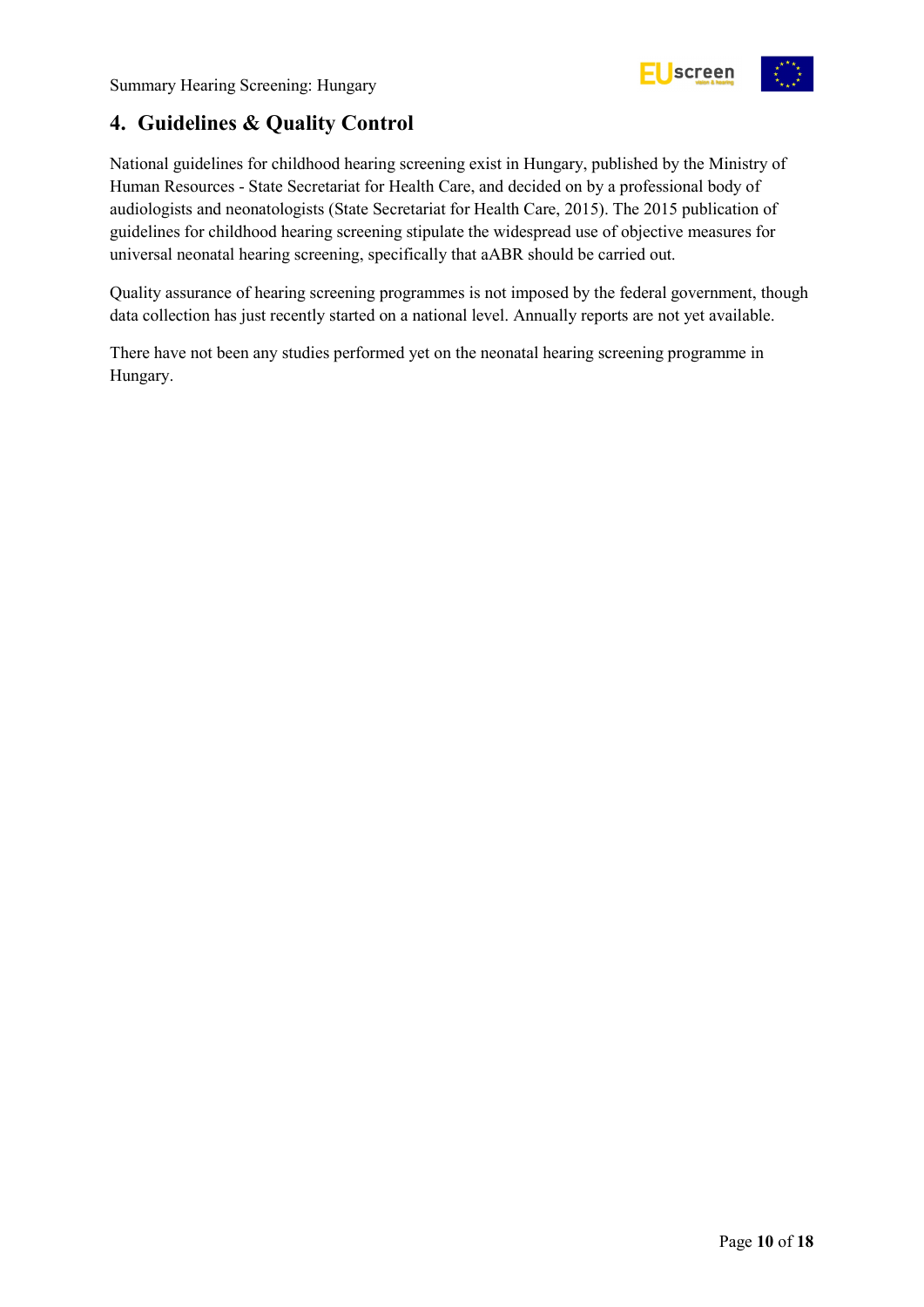## 4. Guidelines & Quality Control

National guidelines for childhood hearing screening exist in Hungary, published by the Ministry of Human Resources - State Secretariat for Health Care, and decided on by a professional body of audiologists and neonatologists (State Secretariat for Health Care, 2015). The 2015 publication of guidelines for childhood hearing screening stipulate the widespread use of objective measures for universal neonatal hearing screening, specifically that aABR should be carried out.

Quality assurance of hearing screening programmes is not imposed by the federal government, though data collection has just recently started on a national level. Annually reports are not yet available.

There have not been any studies performed yet on the neonatal hearing screening programme in Hungary.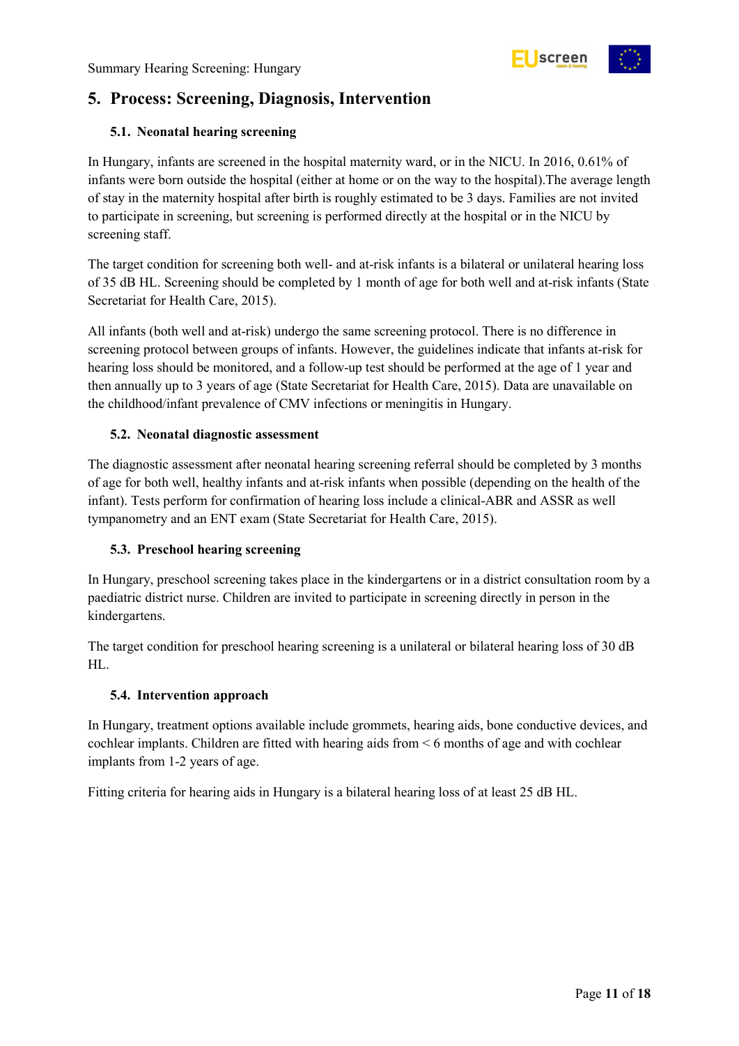# 5. Process: Screening, Diagnosis, Intervention

## 5.1. Neonatal hearing screening

In Hungary, infants are screened in the hospital maternity ward, or in the NICU. In 2016, 0.61% of infants were born outside the hospital (either at home or on the way to the hospital).The average length of stay in the maternity hospital after birth is roughly estimated to be 3 days. Families are not invited to participate in screening, but screening is performed directly at the hospital or in the NICU by screening staff.

The target condition for screening both well- and at-risk infants is a bilateral or unilateral hearing loss of 35 dB HL. Screening should be completed by 1 month of age for both well and at-risk infants (State Secretariat for Health Care, 2015).

All infants (both well and at-risk) undergo the same screening protocol. There is no difference in screening protocol between groups of infants. However, the guidelines indicate that infants at-risk for hearing loss should be monitored, and a follow-up test should be performed at the age of 1 year and then annually up to 3 years of age (State Secretariat for Health Care, 2015). Data are unavailable on the childhood/infant prevalence of CMV infections or meningitis in Hungary.

## 5.2. Neonatal diagnostic assessment

The diagnostic assessment after neonatal hearing screening referral should be completed by 3 months of age for both well, healthy infants and at-risk infants when possible (depending on the health of the infant). Tests perform for confirmation of hearing loss include a clinical-ABR and ASSR as well tympanometry and an ENT exam (State Secretariat for Health Care, 2015).

## 5.3. Preschool hearing screening

In Hungary, preschool screening takes place in the kindergartens or in a district consultation room by a paediatric district nurse. Children are invited to participate in screening directly in person in the kindergartens.

The target condition for preschool hearing screening is a unilateral or bilateral hearing loss of 30 dB HL.

## 5.4. Intervention approach

In Hungary, treatment options available include grommets, hearing aids, bone conductive devices, and cochlear implants. Children are fitted with hearing aids from < 6 months of age and with cochlear implants from 1-2 years of age.

Fitting criteria for hearing aids in Hungary is a bilateral hearing loss of at least 25 dB HL.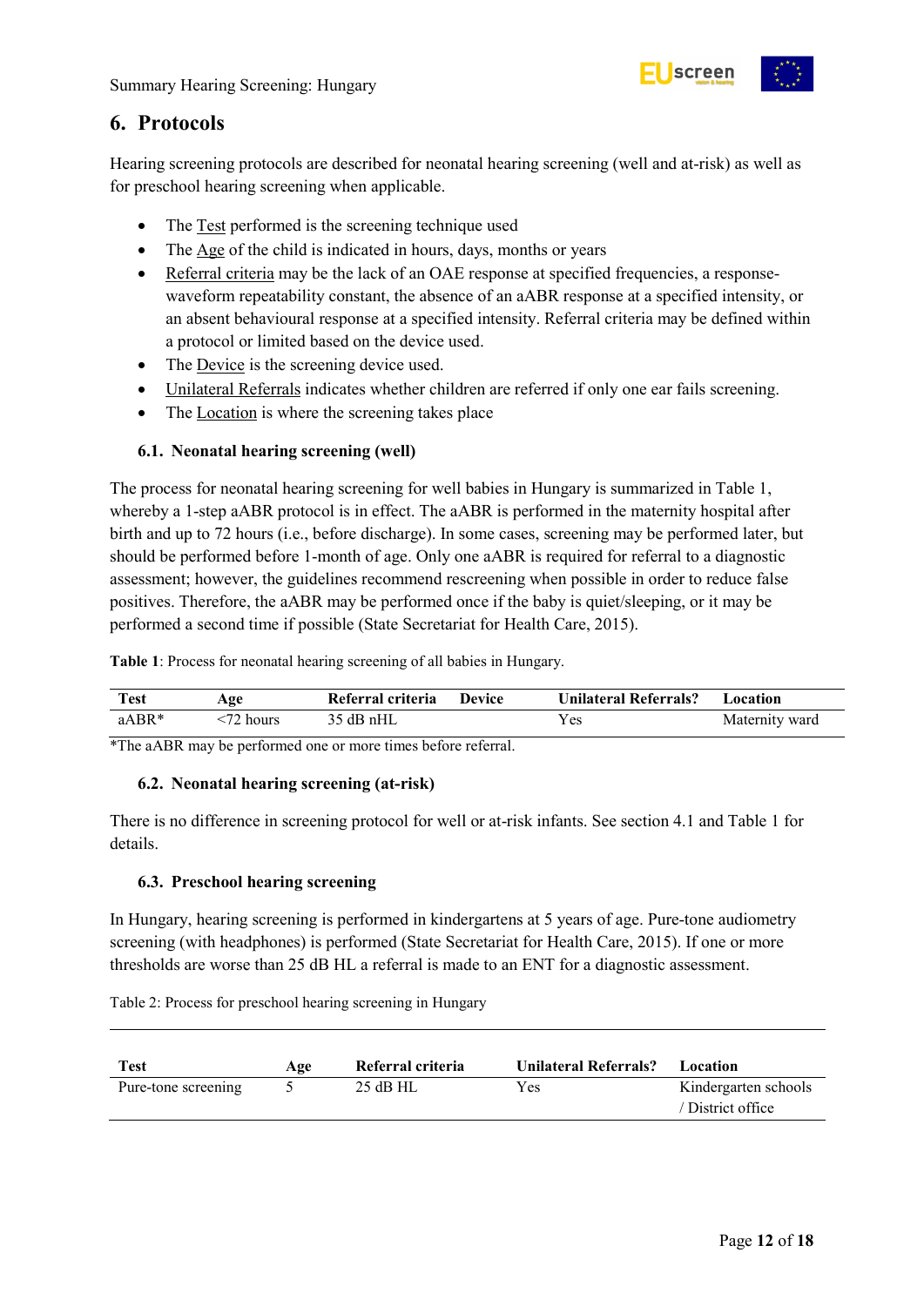## 6. Protocols

Hearing screening protocols are described for neonatal hearing screening (well and at-risk) as well as for preschool hearing screening when applicable.

- The Test performed is the screening technique used
- The Age of the child is indicated in hours, days, months or years
- Referral criteria may be the lack of an OAE response at specified frequencies, a response-waveform repeatability constant, the absence of an aABR response at a specified intensity, or an absent behavioural response at a specified intensity. Referral criteria may be defined within a protocol or limited based on the device used.
- The Device is the screening device used.
- Unilateral Referrals indicates whether children are referred if only one ear fails screening.
- The Location is where the screening takes place

### 6.1. Neonatal hearing screening (well)

The process for neonatal hearing screening for well babies in Hungary is summarized in Table 1, whereby a 1-step aABR protocol is in effect. The aABR is performed in the maternity hospital after birth and up to 72 hours (i.e., before discharge). In some cases, screening may be performed later, but should be performed before 1-month of age. Only one aABR is required for referral to a diagnostic assessment; however, the guidelines recommend rescreening when possible in order to reduce false positives. Therefore, the aABR may be performed once if the baby is quiet/sleeping, or it may be performed a second time if possible (State Secretariat for Health Care, 2015).

**Table 1**: Process for neonatal hearing screening of all babies in Hungary.

| Test | Age | Referral criteria | Device | Unilateral Referrals? | Location |
|---|---|---|---|---|---|
| aABR* | <72 hours | 35 dB nHL | | Yes | Maternity ward |

*The aABR may be performed one or more times before referral.

### 6.2. Neonatal hearing screening (at-risk)

There is no difference in screening protocol for well or at-risk infants. See section 4.1 and Table 1 for details.

### 6.3. Preschool hearing screening

In Hungary, hearing screening is performed in kindergartens at 5 years of age. Pure-tone audiometry screening (with headphones) is performed (State Secretariat for Health Care, 2015). If one or more thresholds are worse than 25 dB HL a referral is made to an ENT for a diagnostic assessment.

Table 2: Process for preschool hearing screening in Hungary

| Test | Age | Referral criteria | Unilateral Referrals? | Location |
|---|---|---|---|---|
| Pure-tone screening | 5 | 25 dB HL | Yes | Kindergarten schools / District office |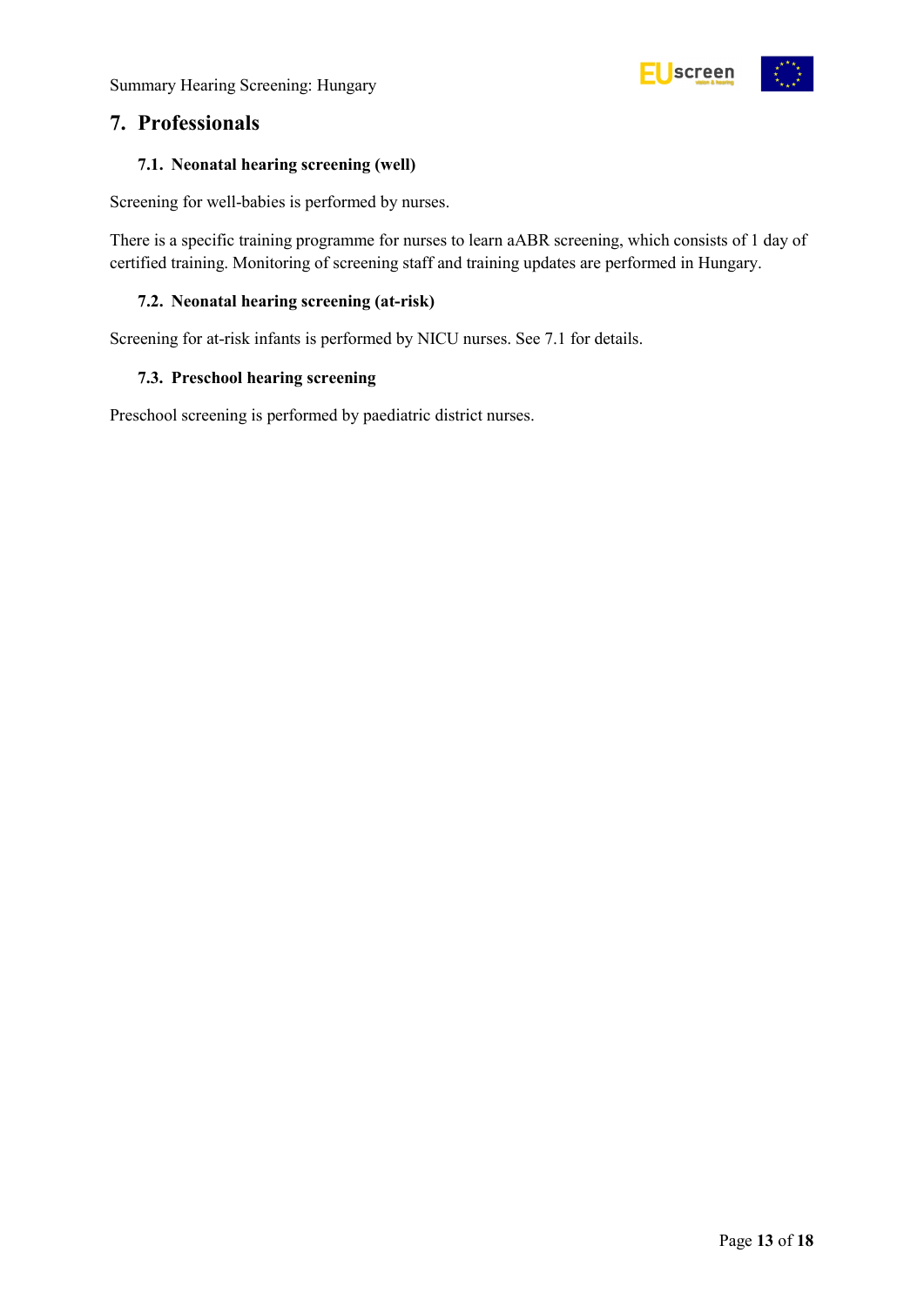# 7. Professionals

## 7.1. Neonatal hearing screening (well)

Screening for well-babies is performed by nurses.

There is a specific training programme for nurses to learn aABR screening, which consists of 1 day of certified training. Monitoring of screening staff and training updates are performed in Hungary.

## 7.2. Neonatal hearing screening (at-risk)

Screening for at-risk infants is performed by NICU nurses. See 7.1 for details.

## 7.3. Preschool hearing screening

Preschool screening is performed by paediatric district nurses.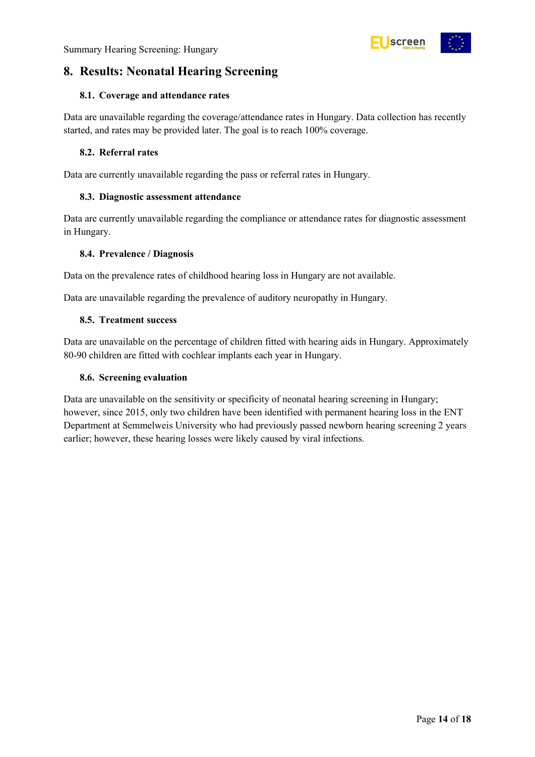## 8. Results: Neonatal Hearing Screening

### 8.1. Coverage and attendance rates

Data are unavailable regarding the coverage/attendance rates in Hungary. Data collection has recently started, and rates may be provided later. The goal is to reach 100% coverage.

### 8.2. Referral rates

Data are currently unavailable regarding the pass or referral rates in Hungary.

### 8.3. Diagnostic assessment attendance

Data are currently unavailable regarding the compliance or attendance rates for diagnostic assessment in Hungary.

### 8.4. Prevalence / Diagnosis

Data on the prevalence rates of childhood hearing loss in Hungary are not available.

Data are unavailable regarding the prevalence of auditory neuropathy in Hungary.

### 8.5. Treatment success

Data are unavailable on the percentage of children fitted with hearing aids in Hungary. Approximately 80-90 children are fitted with cochlear implants each year in Hungary.

### 8.6. Screening evaluation

Data are unavailable on the sensitivity or specificity of neonatal hearing screening in Hungary; however, since 2015, only two children have been identified with permanent hearing loss in the ENT Department at Semmelweis University who had previously passed newborn hearing screening 2 years earlier; however, these hearing losses were likely caused by viral infections.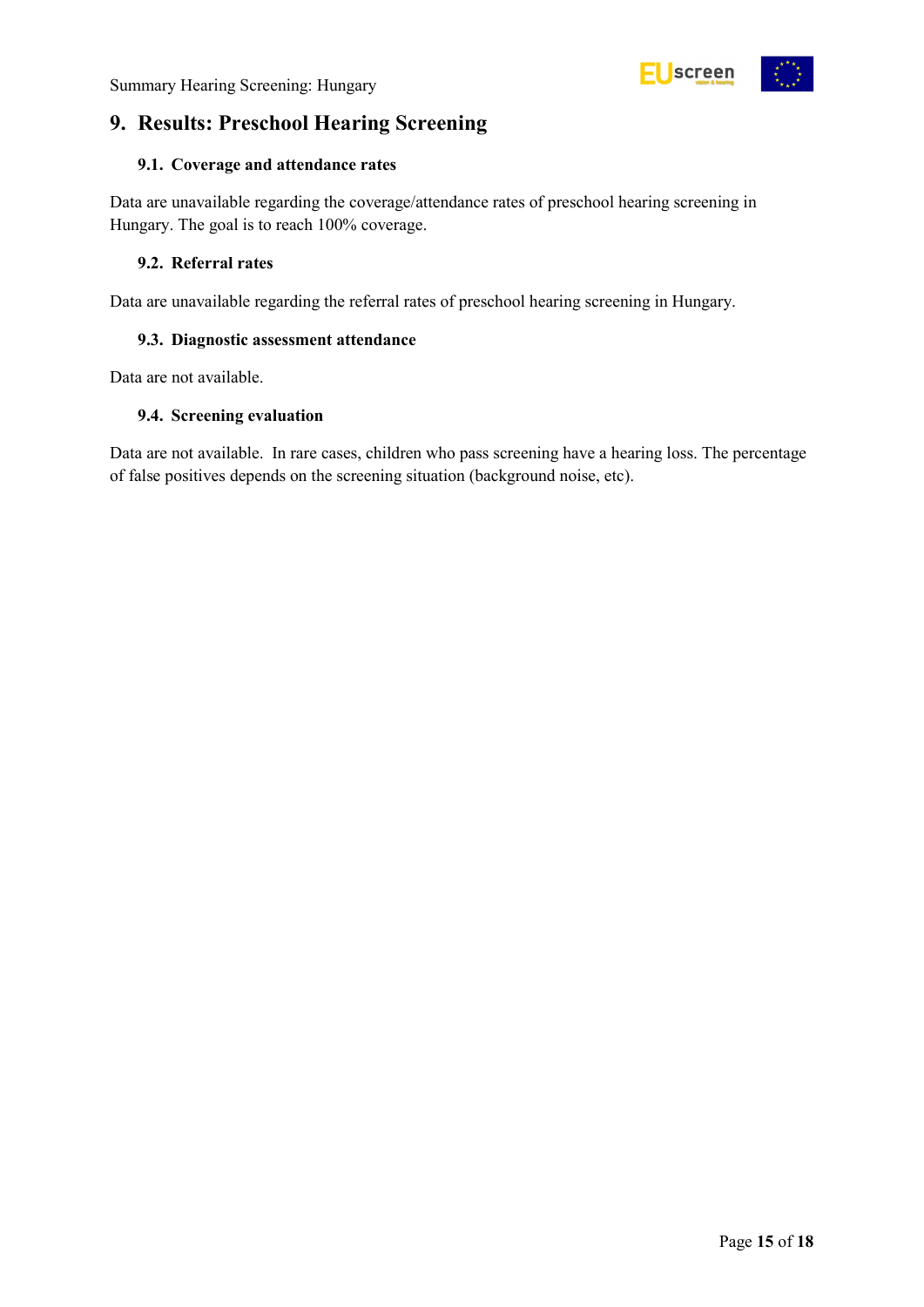## 9. Results: Preschool Hearing Screening

### 9.1. Coverage and attendance rates

Data are unavailable regarding the coverage/attendance rates of preschool hearing screening in Hungary. The goal is to reach 100% coverage.

### 9.2. Referral rates

Data are unavailable regarding the referral rates of preschool hearing screening in Hungary.

### 9.3. Diagnostic assessment attendance

Data are not available.

### 9.4. Screening evaluation

Data are not available. In rare cases, children who pass screening have a hearing loss. The percentage of false positives depends on the screening situation (background noise, etc).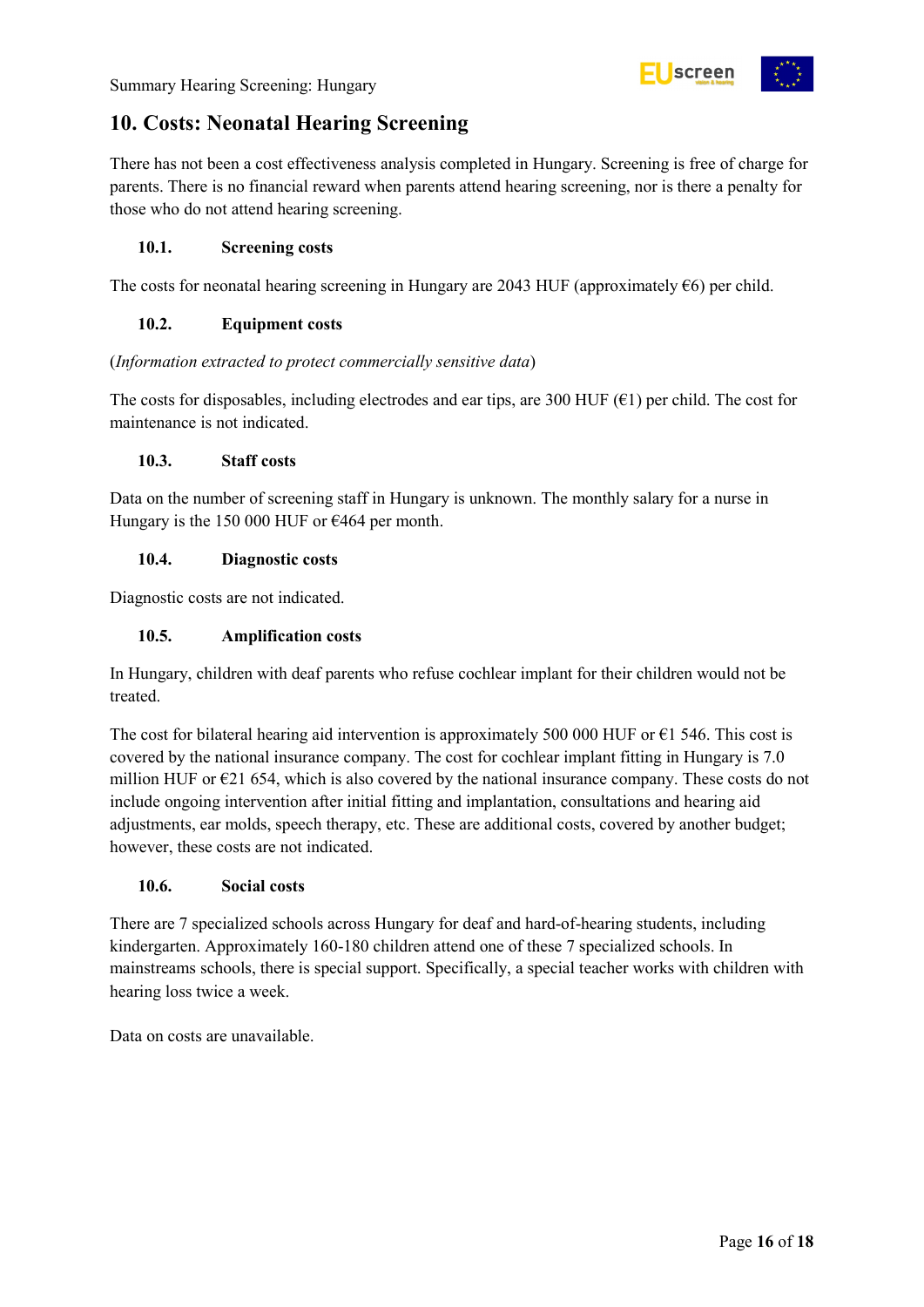## 10. Costs: Neonatal Hearing Screening

There has not been a cost effectiveness analysis completed in Hungary. Screening is free of charge for parents. There is no financial reward when parents attend hearing screening, nor is there a penalty for those who do not attend hearing screening.

### 10.1. Screening costs

The costs for neonatal hearing screening in Hungary are 2043 HUF (approximately €6) per child.

### 10.2. Equipment costs

(*Information extracted to protect commercially sensitive data*)

The costs for disposables, including electrodes and ear tips, are 300 HUF (€1) per child. The cost for maintenance is not indicated.

### 10.3. Staff costs

Data on the number of screening staff in Hungary is unknown. The monthly salary for a nurse in Hungary is the 150 000 HUF or €464 per month.

### 10.4. Diagnostic costs

Diagnostic costs are not indicated.

### 10.5. Amplification costs

In Hungary, children with deaf parents who refuse cochlear implant for their children would not be treated.

The cost for bilateral hearing aid intervention is approximately 500 000 HUF or €1 546. This cost is covered by the national insurance company. The cost for cochlear implant fitting in Hungary is 7.0 million HUF or €21 654, which is also covered by the national insurance company. These costs do not include ongoing intervention after initial fitting and implantation, consultations and hearing aid adjustments, ear molds, speech therapy, etc. These are additional costs, covered by another budget; however, these costs are not indicated.

### 10.6. Social costs

There are 7 specialized schools across Hungary for deaf and hard-of-hearing students, including kindergarten. Approximately 160-180 children attend one of these 7 specialized schools. In mainstreams schools, there is special support. Specifically, a special teacher works with children with hearing loss twice a week.

Data on costs are unavailable.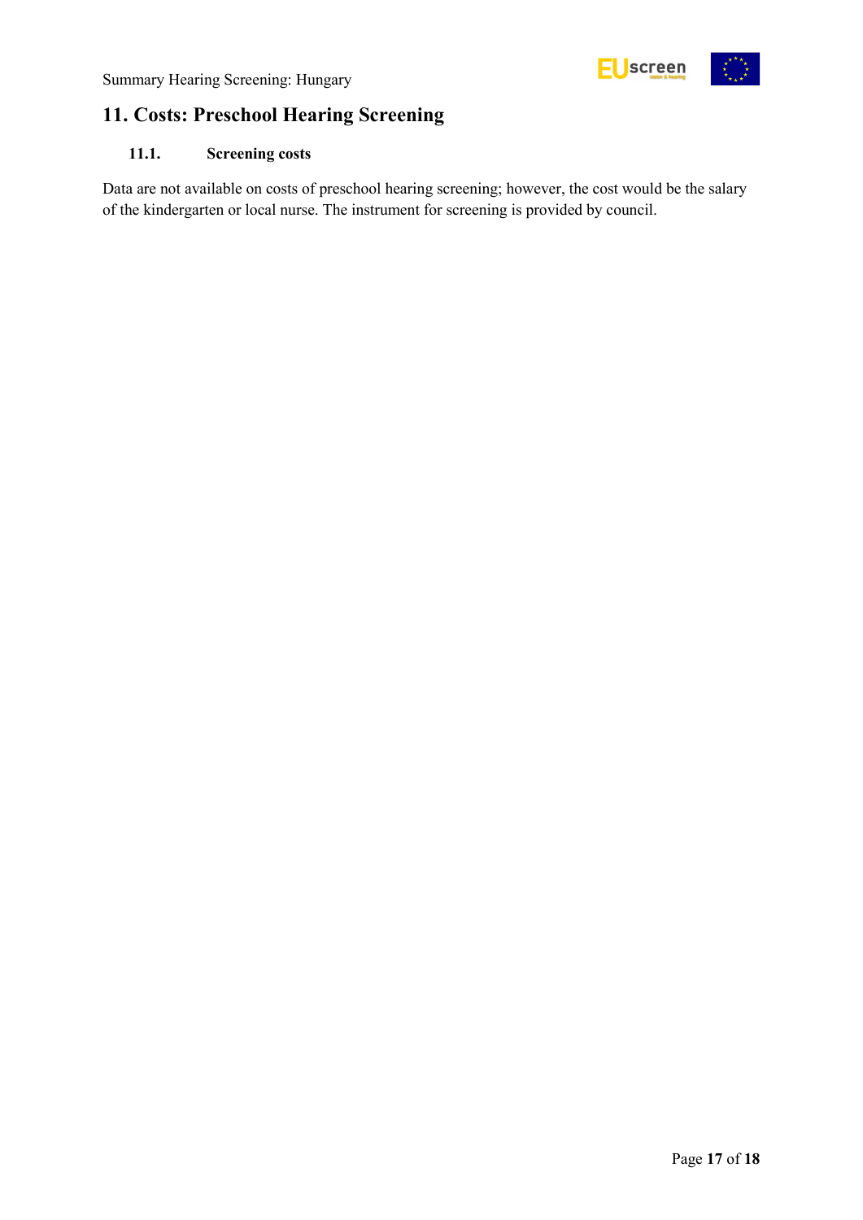## 11. Costs: Preschool Hearing Screening

### 11.1. Screening costs

Data are not available on costs of preschool hearing screening; however, the cost would be the salary of the kindergarten or local nurse. The instrument for screening is provided by council.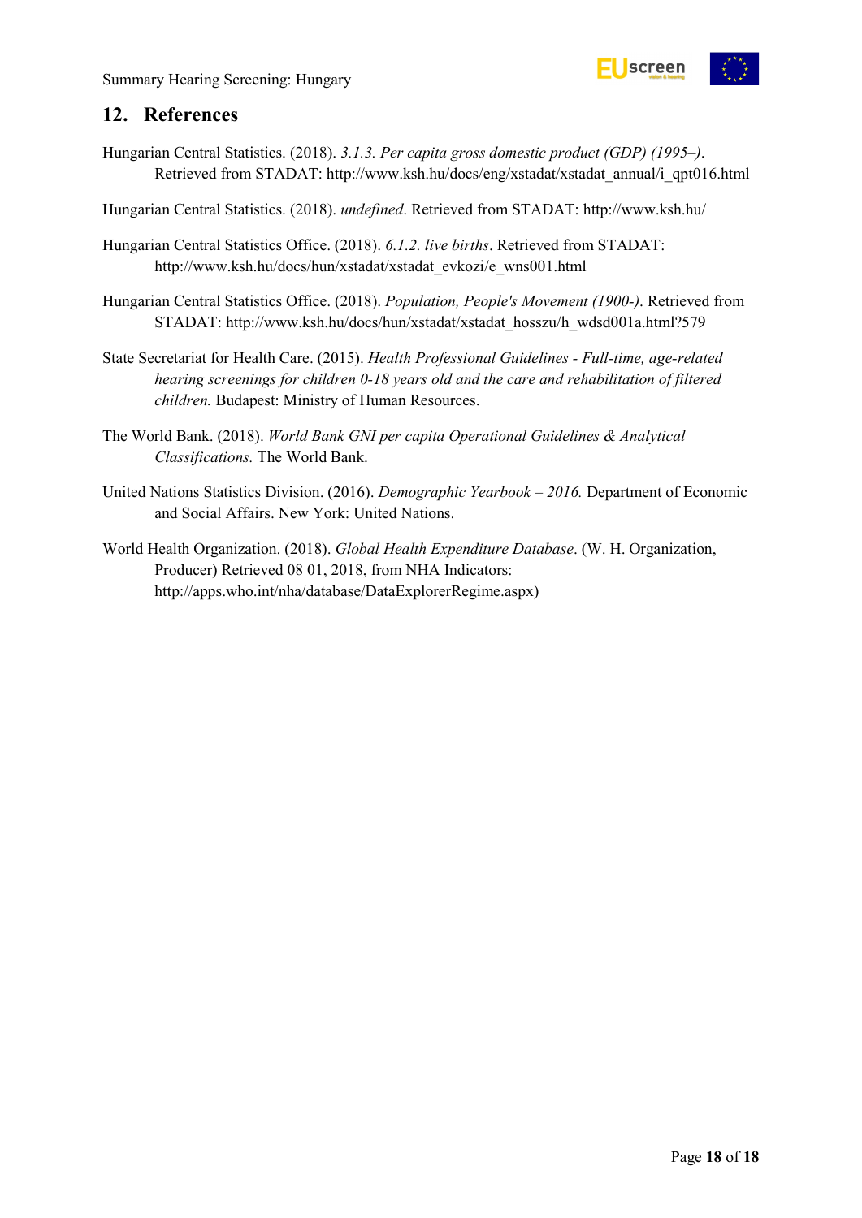## 12. References

Hungarian Central Statistics. (2018). *3.1.3. Per capita gross domestic product (GDP) (1995–)*. Retrieved from STADAT: http://www.ksh.hu/docs/eng/xstadat/xstadat_annual/i_qpt016.html

Hungarian Central Statistics. (2018). *undefined*. Retrieved from STADAT: http://www.ksh.hu/

Hungarian Central Statistics Office. (2018). *6.1.2. live births*. Retrieved from STADAT: http://www.ksh.hu/docs/hun/xstadat/xstadat_evkozi/e_wns001.html

Hungarian Central Statistics Office. (2018). *Population, People's Movement (1900-)*. Retrieved from STADAT: http://www.ksh.hu/docs/hun/xstadat/xstadat_hosszu/h_wdsd001a.html?579

State Secretariat for Health Care. (2015). *Health Professional Guidelines - Full-time, age-related hearing screenings for children 0-18 years old and the care and rehabilitation of filtered children.* Budapest: Ministry of Human Resources.

The World Bank. (2018). *World Bank GNI per capita Operational Guidelines & Analytical Classifications.* The World Bank.

United Nations Statistics Division. (2016). *Demographic Yearbook – 2016.* Department of Economic and Social Affairs. New York: United Nations.

World Health Organization. (2018). *Global Health Expenditure Database*. (W. H. Organization, Producer) Retrieved 08 01, 2018, from NHA Indicators: http://apps.who.int/nha/database/DataExplorerRegime.aspx)